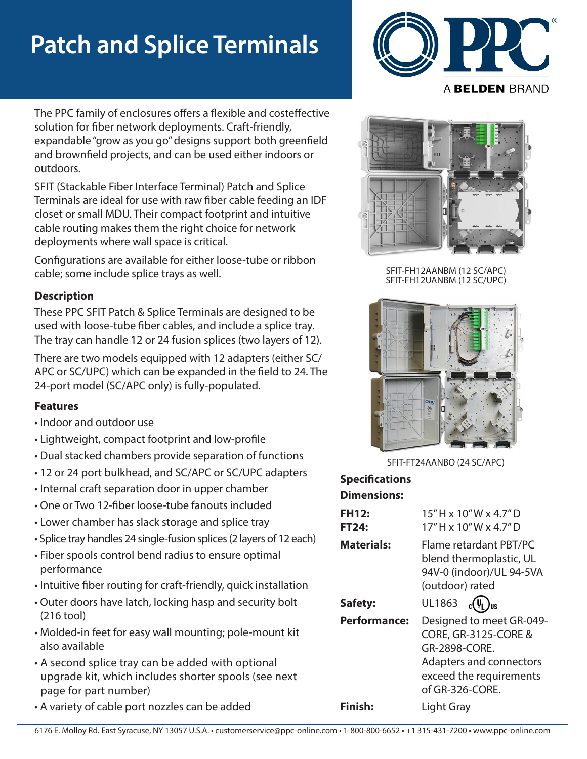# Patch and Splice Terminals

The PPC family of enclosures offers a flexible and costeffective solution for fiber network deployments. Craft-friendly, expandable "grow as you go" designs support both greenfield and brownfield projects, and can be used either indoors or outdoors.

SFIT (Stackable Fiber Interface Terminal) Patch and Splice Terminals are ideal for use with raw fiber cable feeding an IDF closet or small MDU. Their compact footprint and intuitive cable routing makes them the right choice for network deployments where wall space is critical.

Configurations are available for either loose-tube or ribbon cable; some include splice trays as well.

### Description

These PPC SFIT Patch & Splice Terminals are designed to be used with loose-tube fiber cables, and include a splice tray. The tray can handle 12 or 24 fusion splices (two layers of 12).

There are two models equipped with 12 adapters (either SC/APC or SC/UPC) which can be expanded in the field to 24. The 24-port model (SC/APC only) is fully-populated.

### Features

- Indoor and outdoor use
- Lightweight, compact footprint and low-profile
- Dual stacked chambers provide separation of functions
- 12 or 24 port bulkhead, and SC/APC or SC/UPC adapters
- Internal craft separation door in upper chamber
- One or Two 12-fiber loose-tube fanouts included
- Lower chamber has slack storage and splice tray
- Splice tray handles 24 single-fusion splices (2 layers of 12 each)
- Fiber spools control bend radius to ensure optimal performance
- Intuitive fiber routing for craft-friendly, quick installation
- Outer doors have latch, locking hasp and security bolt (216 tool)
- Molded-in feet for easy wall mounting; pole-mount kit also available
- A second splice tray can be added with optional upgrade kit, which includes shorter spools (see next page for part number)
- A variety of cable port nozzles can be added

SFIT-FH12AANBM (12 SC/APC)
SFIT-FH12UANBM (12 SC/UPC)

SFIT-FT24AANBO (24 SC/APC)

### Specifications

**Dimensions:**

| | |
|---|---|
| **FH12:** | 15" H x 10" W x 4.7" D |
| **FT24:** | 17" H x 10" W x 4.7" D |
| **Materials:** | Flame retardant PBT/PC blend thermoplastic, UL 94V-0 (indoor)/UL 94-5VA (outdoor) rated |
| **Safety:** | UL1863 cULus |
| **Performance:** | Designed to meet GR-049-CORE, GR-3125-CORE & GR-2898-CORE. Adapters and connectors exceed the requirements of GR-326-CORE. |
| **Finish:** | Light Gray |

6176 E. Molloy Rd. East Syracuse, NY 13057 U.S.A. • customerservice@ppc-online.com • 1-800-800-6652 • +1 315-431-7200 • www.ppc-online.com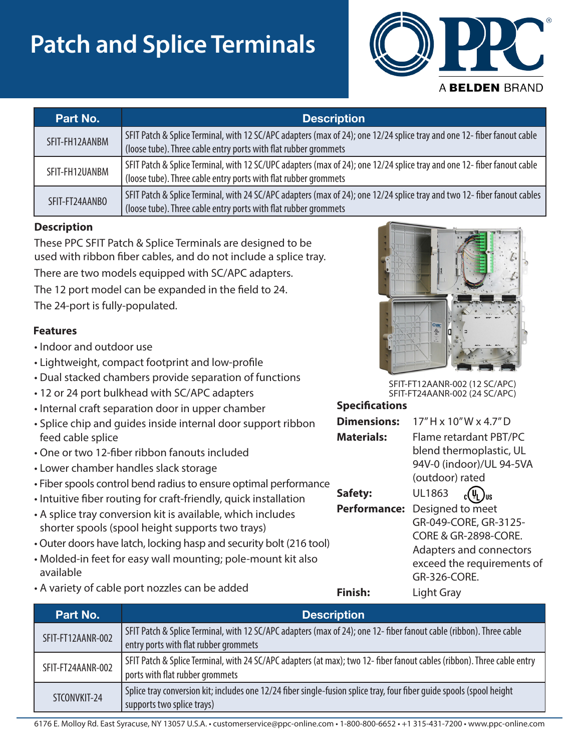# Patch and Splice Terminals

| Part No. | Description |
| --- | --- |
| SFIT-FH12AANBM | SFIT Patch & Splice Terminal, with 12 SC/APC adapters (max of 24); one 12/24 splice tray and one 12- fiber fanout cable (loose tube). Three cable entry ports with flat rubber grommets |
| SFIT-FH12UANBM | SFIT Patch & Splice Terminal, with 12 SC/UPC adapters (max of 24); one 12/24 splice tray and one 12- fiber fanout cable (loose tube). Three cable entry ports with flat rubber grommets |
| SFIT-FT24AANBO | SFIT Patch & Splice Terminal, with 24 SC/APC adapters (max of 24); one 12/24 splice tray and two 12- fiber fanout cables (loose tube). Three cable entry ports with flat rubber grommets |

### Description

These PPC SFIT Patch & Splice Terminals are designed to be used with ribbon fiber cables, and do not include a splice tray.

There are two models equipped with SC/APC adapters.

The 12 port model can be expanded in the field to 24.

The 24-port is fully-populated.

### Features

- Indoor and outdoor use
- Lightweight, compact footprint and low-profile
- Dual stacked chambers provide separation of functions
- 12 or 24 port bulkhead with SC/APC adapters
- Internal craft separation door in upper chamber
- Splice chip and guides inside internal door support ribbon feed cable splice
- One or two 12-fiber ribbon fanouts included
- Lower chamber handles slack storage
- Fiber spools control bend radius to ensure optimal performance
- Intuitive fiber routing for craft-friendly, quick installation
- A splice tray conversion kit is available, which includes shorter spools (spool height supports two trays)
- Outer doors have latch, locking hasp and security bolt (216 tool)
- Molded-in feet for easy wall mounting; pole-mount kit also available
- A variety of cable port nozzles can be added

SFIT-FT12AANR-002 (12 SC/APC)
SFIT-FT24AANR-002 (24 SC/APC)

### Specifications

**Dimensions:** 17" H x 10" W x 4.7" D

**Materials:** Flame retardant PBT/PC blend thermoplastic, UL 94V-0 (indoor)/UL 94-5VA (outdoor) rated

**Safety:** UL1863 cULus

**Performance:** Designed to meet GR-049-CORE, GR-3125-CORE & GR-2898-CORE. Adapters and connectors exceed the requirements of GR-326-CORE.

**Finish:** Light Gray

| Part No. | Description |
| --- | --- |
| SFIT-FT12AANR-002 | SFIT Patch & Splice Terminal, with 12 SC/APC adapters (max of 24); one 12- fiber fanout cable (ribbon). Three cable entry ports with flat rubber grommets |
| SFIT-FT24AANR-002 | SFIT Patch & Splice Terminal, with 24 SC/APC adapters (at max); two 12- fiber fanout cables (ribbon). Three cable entry ports with flat rubber grommets |
| STCONVKIT-24 | Splice tray conversion kit; includes one 12/24 fiber single-fusion splice tray, four fiber guide spools (spool height supports two splice trays) |

6176 E. Molloy Rd. East Syracuse, NY 13057 U.S.A. • customerservice@ppc-online.com • 1-800-800-6652 • +1 315-431-7200 • www.ppc-online.com